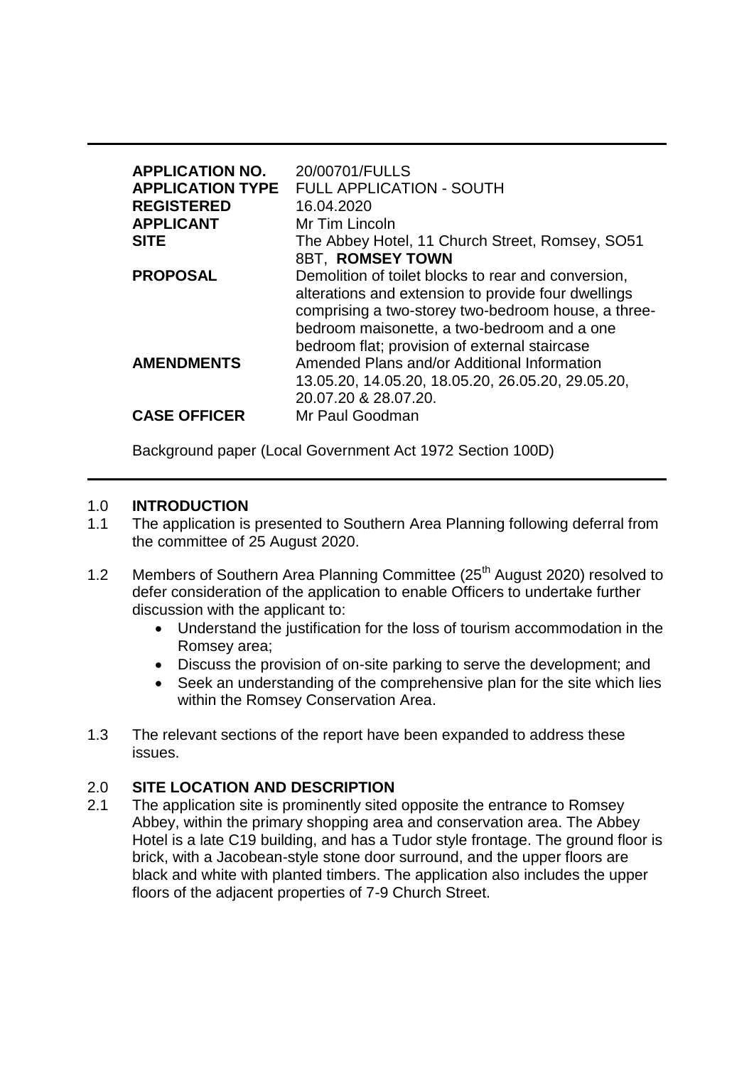| | |
|---|---|
| **APPLICATION NO.** | 20/00701/FULLS |
| **APPLICATION TYPE** | FULL APPLICATION - SOUTH |
| **REGISTERED** | 16.04.2020 |
| **APPLICANT** | Mr Tim Lincoln |
| **SITE** | The Abbey Hotel, 11 Church Street, Romsey, SO51 8BT, **ROMSEY TOWN** |
| **PROPOSAL** | Demolition of toilet blocks to rear and conversion, alterations and extension to provide four dwellings comprising a two-storey two-bedroom house, a three-bedroom maisonette, a two-bedroom and a one bedroom flat; provision of external staircase |
| **AMENDMENTS** | Amended Plans and/or Additional Information 13.05.20, 14.05.20, 18.05.20, 26.05.20, 29.05.20, 20.07.20 & 28.07.20. |
| **CASE OFFICER** | Mr Paul Goodman |

Background paper (Local Government Act 1972 Section 100D)

## 1.0 INTRODUCTION

1.1 The application is presented to Southern Area Planning following deferral from the committee of 25 August 2020.

1.2 Members of Southern Area Planning Committee (25th August 2020) resolved to defer consideration of the application to enable Officers to undertake further discussion with the applicant to:

- Understand the justification for the loss of tourism accommodation in the Romsey area;
- Discuss the provision of on-site parking to serve the development; and
- Seek an understanding of the comprehensive plan for the site which lies within the Romsey Conservation Area.

1.3 The relevant sections of the report have been expanded to address these issues.

## 2.0 SITE LOCATION AND DESCRIPTION

2.1 The application site is prominently sited opposite the entrance to Romsey Abbey, within the primary shopping area and conservation area. The Abbey Hotel is a late C19 building, and has a Tudor style frontage. The ground floor is brick, with a Jacobean-style stone door surround, and the upper floors are black and white with planted timbers. The application also includes the upper floors of the adjacent properties of 7-9 Church Street.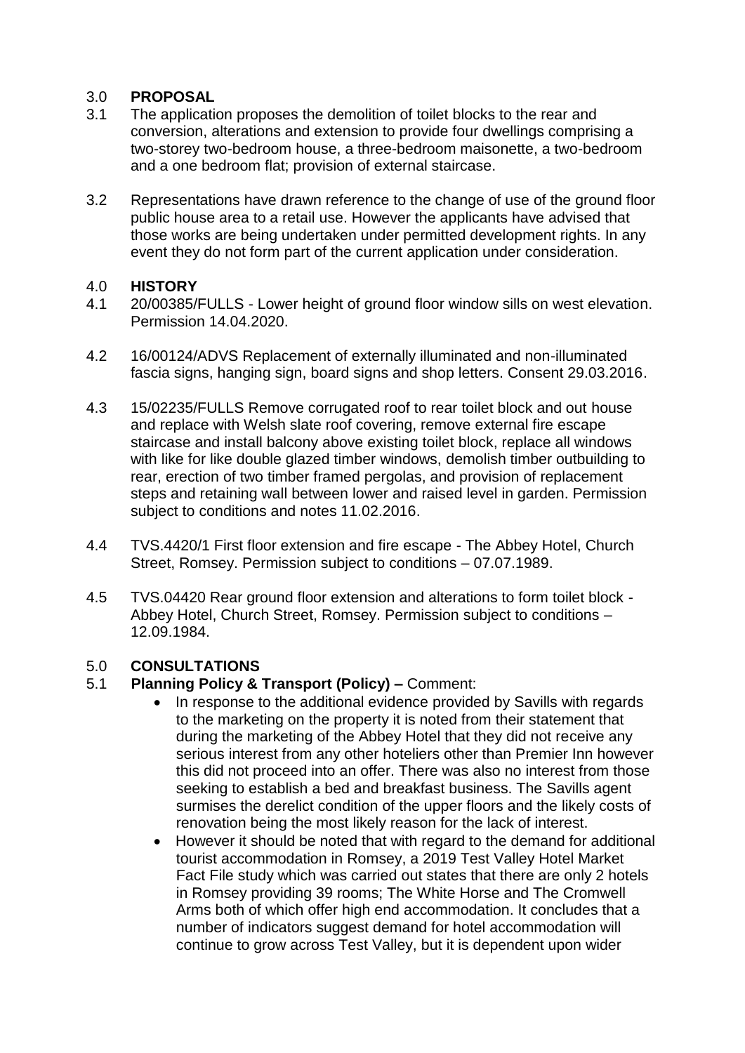## 3.0 PROPOSAL

3.1 The application proposes the demolition of toilet blocks to the rear and conversion, alterations and extension to provide four dwellings comprising a two-storey two-bedroom house, a three-bedroom maisonette, a two-bedroom and a one bedroom flat; provision of external staircase.

3.2 Representations have drawn reference to the change of use of the ground floor public house area to a retail use. However the applicants have advised that those works are being undertaken under permitted development rights. In any event they do not form part of the current application under consideration.

## 4.0 HISTORY

4.1 20/00385/FULLS - Lower height of ground floor window sills on west elevation. Permission 14.04.2020.

4.2 16/00124/ADVS Replacement of externally illuminated and non-illuminated fascia signs, hanging sign, board signs and shop letters. Consent 29.03.2016.

4.3 15/02235/FULLS Remove corrugated roof to rear toilet block and out house and replace with Welsh slate roof covering, remove external fire escape staircase and install balcony above existing toilet block, replace all windows with like for like double glazed timber windows, demolish timber outbuilding to rear, erection of two timber framed pergolas, and provision of replacement steps and retaining wall between lower and raised level in garden. Permission subject to conditions and notes 11.02.2016.

4.4 TVS.4420/1 First floor extension and fire escape - The Abbey Hotel, Church Street, Romsey. Permission subject to conditions – 07.07.1989.

4.5 TVS.04420 Rear ground floor extension and alterations to form toilet block - Abbey Hotel, Church Street, Romsey. Permission subject to conditions – 12.09.1984.

## 5.0 CONSULTATIONS

5.1 **Planning Policy & Transport (Policy) –** Comment:

- In response to the additional evidence provided by Savills with regards to the marketing on the property it is noted from their statement that during the marketing of the Abbey Hotel that they did not receive any serious interest from any other hoteliers other than Premier Inn however this did not proceed into an offer. There was also no interest from those seeking to establish a bed and breakfast business. The Savills agent surmises the derelict condition of the upper floors and the likely costs of renovation being the most likely reason for the lack of interest.
- However it should be noted that with regard to the demand for additional tourist accommodation in Romsey, a 2019 Test Valley Hotel Market Fact File study which was carried out states that there are only 2 hotels in Romsey providing 39 rooms; The White Horse and The Cromwell Arms both of which offer high end accommodation. It concludes that a number of indicators suggest demand for hotel accommodation will continue to grow across Test Valley, but it is dependent upon wider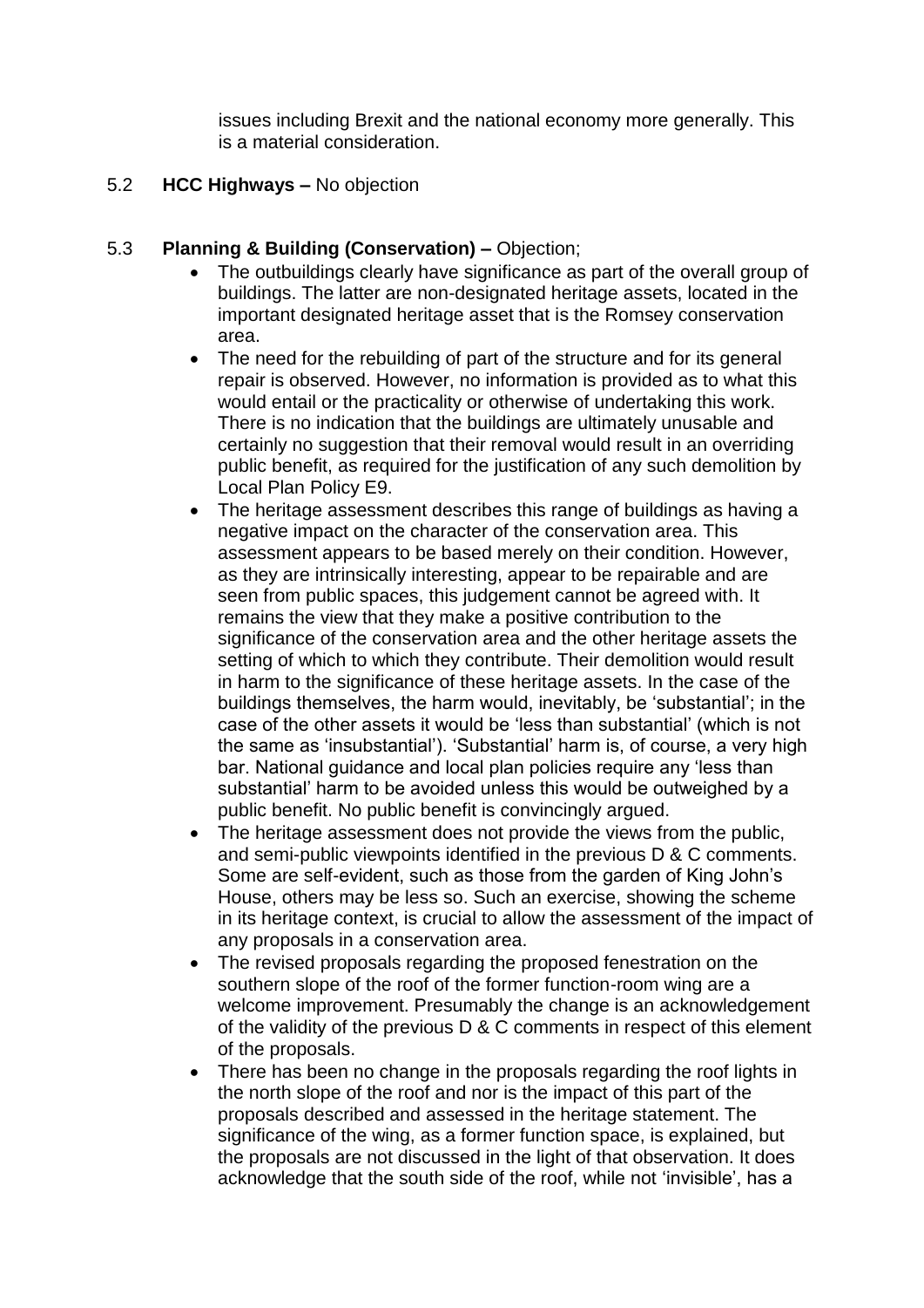issues including Brexit and the national economy more generally. This is a material consideration.

5.2 **HCC Highways –** No objection

5.3 **Planning & Building (Conservation) –** Objection;

- The outbuildings clearly have significance as part of the overall group of buildings. The latter are non-designated heritage assets, located in the important designated heritage asset that is the Romsey conservation area.
- The need for the rebuilding of part of the structure and for its general repair is observed. However, no information is provided as to what this would entail or the practicality or otherwise of undertaking this work. There is no indication that the buildings are ultimately unusable and certainly no suggestion that their removal would result in an overriding public benefit, as required for the justification of any such demolition by Local Plan Policy E9.
- The heritage assessment describes this range of buildings as having a negative impact on the character of the conservation area. This assessment appears to be based merely on their condition. However, as they are intrinsically interesting, appear to be repairable and are seen from public spaces, this judgement cannot be agreed with. It remains the view that they make a positive contribution to the significance of the conservation area and the other heritage assets the setting of which to which they contribute. Their demolition would result in harm to the significance of these heritage assets. In the case of the buildings themselves, the harm would, inevitably, be 'substantial'; in the case of the other assets it would be 'less than substantial' (which is not the same as 'insubstantial'). 'Substantial' harm is, of course, a very high bar. National guidance and local plan policies require any 'less than substantial' harm to be avoided unless this would be outweighed by a public benefit. No public benefit is convincingly argued.
- The heritage assessment does not provide the views from the public, and semi-public viewpoints identified in the previous D & C comments. Some are self-evident, such as those from the garden of King John's House, others may be less so. Such an exercise, showing the scheme in its heritage context, is crucial to allow the assessment of the impact of any proposals in a conservation area.
- The revised proposals regarding the proposed fenestration on the southern slope of the roof of the former function-room wing are a welcome improvement. Presumably the change is an acknowledgement of the validity of the previous D & C comments in respect of this element of the proposals.
- There has been no change in the proposals regarding the roof lights in the north slope of the roof and nor is the impact of this part of the proposals described and assessed in the heritage statement. The significance of the wing, as a former function space, is explained, but the proposals are not discussed in the light of that observation. It does acknowledge that the south side of the roof, while not 'invisible', has a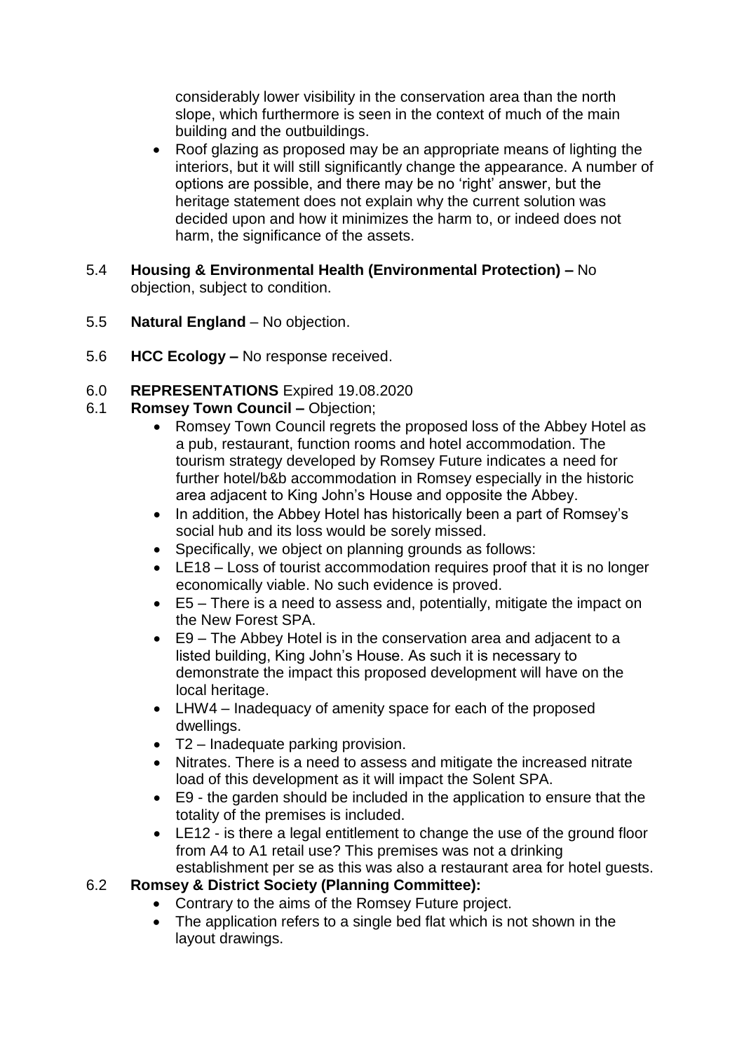considerably lower visibility in the conservation area than the north slope, which furthermore is seen in the context of much of the main building and the outbuildings.

- Roof glazing as proposed may be an appropriate means of lighting the interiors, but it will still significantly change the appearance. A number of options are possible, and there may be no 'right' answer, but the heritage statement does not explain why the current solution was decided upon and how it minimizes the harm to, or indeed does not harm, the significance of the assets.

5.4 **Housing & Environmental Health (Environmental Protection) –** No objection, subject to condition.

5.5 **Natural England** – No objection.

5.6 **HCC Ecology –** No response received.

6.0 **REPRESENTATIONS** Expired 19.08.2020

6.1 **Romsey Town Council –** Objection;

- Romsey Town Council regrets the proposed loss of the Abbey Hotel as a pub, restaurant, function rooms and hotel accommodation. The tourism strategy developed by Romsey Future indicates a need for further hotel/b&b accommodation in Romsey especially in the historic area adjacent to King John's House and opposite the Abbey.
- In addition, the Abbey Hotel has historically been a part of Romsey's social hub and its loss would be sorely missed.
- Specifically, we object on planning grounds as follows:
- LE18 – Loss of tourist accommodation requires proof that it is no longer economically viable. No such evidence is proved.
- E5 – There is a need to assess and, potentially, mitigate the impact on the New Forest SPA.
- E9 – The Abbey Hotel is in the conservation area and adjacent to a listed building, King John's House. As such it is necessary to demonstrate the impact this proposed development will have on the local heritage.
- LHW4 – Inadequacy of amenity space for each of the proposed dwellings.
- T2 – Inadequate parking provision.
- Nitrates. There is a need to assess and mitigate the increased nitrate load of this development as it will impact the Solent SPA.
- E9 - the garden should be included in the application to ensure that the totality of the premises is included.
- LE12 - is there a legal entitlement to change the use of the ground floor from A4 to A1 retail use? This premises was not a drinking establishment per se as this was also a restaurant area for hotel guests.

6.2 **Romsey & District Society (Planning Committee):**

- Contrary to the aims of the Romsey Future project.
- The application refers to a single bed flat which is not shown in the layout drawings.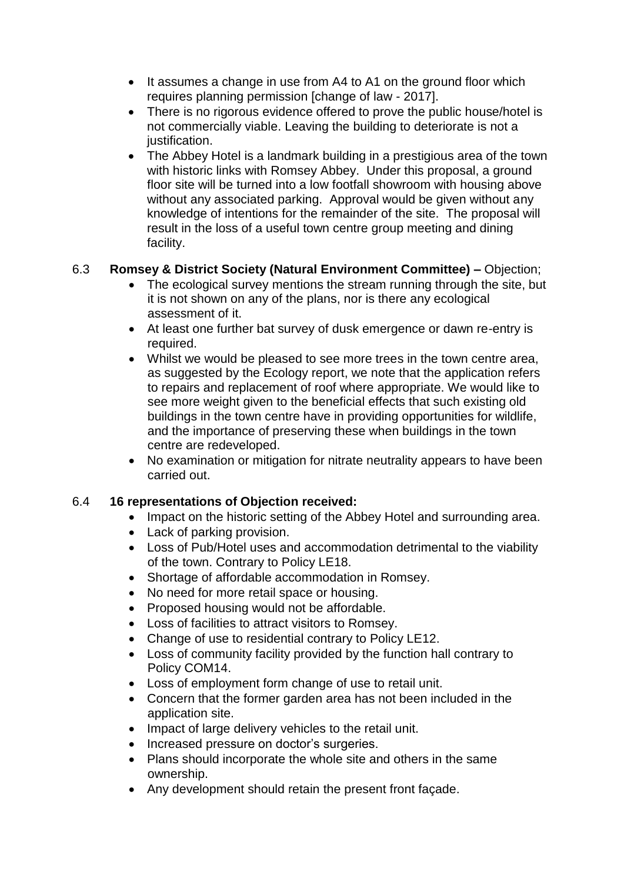- It assumes a change in use from A4 to A1 on the ground floor which requires planning permission [change of law - 2017].
- There is no rigorous evidence offered to prove the public house/hotel is not commercially viable. Leaving the building to deteriorate is not a justification.
- The Abbey Hotel is a landmark building in a prestigious area of the town with historic links with Romsey Abbey. Under this proposal, a ground floor site will be turned into a low footfall showroom with housing above without any associated parking. Approval would be given without any knowledge of intentions for the remainder of the site. The proposal will result in the loss of a useful town centre group meeting and dining facility.

6.3 **Romsey & District Society (Natural Environment Committee) –** Objection;

- The ecological survey mentions the stream running through the site, but it is not shown on any of the plans, nor is there any ecological assessment of it.
- At least one further bat survey of dusk emergence or dawn re-entry is required.
- Whilst we would be pleased to see more trees in the town centre area, as suggested by the Ecology report, we note that the application refers to repairs and replacement of roof where appropriate. We would like to see more weight given to the beneficial effects that such existing old buildings in the town centre have in providing opportunities for wildlife, and the importance of preserving these when buildings in the town centre are redeveloped.
- No examination or mitigation for nitrate neutrality appears to have been carried out.

6.4 **16 representations of Objection received:**

- Impact on the historic setting of the Abbey Hotel and surrounding area.
- Lack of parking provision.
- Loss of Pub/Hotel uses and accommodation detrimental to the viability of the town. Contrary to Policy LE18.
- Shortage of affordable accommodation in Romsey.
- No need for more retail space or housing.
- Proposed housing would not be affordable.
- Loss of facilities to attract visitors to Romsey.
- Change of use to residential contrary to Policy LE12.
- Loss of community facility provided by the function hall contrary to Policy COM14.
- Loss of employment form change of use to retail unit.
- Concern that the former garden area has not been included in the application site.
- Impact of large delivery vehicles to the retail unit.
- Increased pressure on doctor's surgeries.
- Plans should incorporate the whole site and others in the same ownership.
- Any development should retain the present front façade.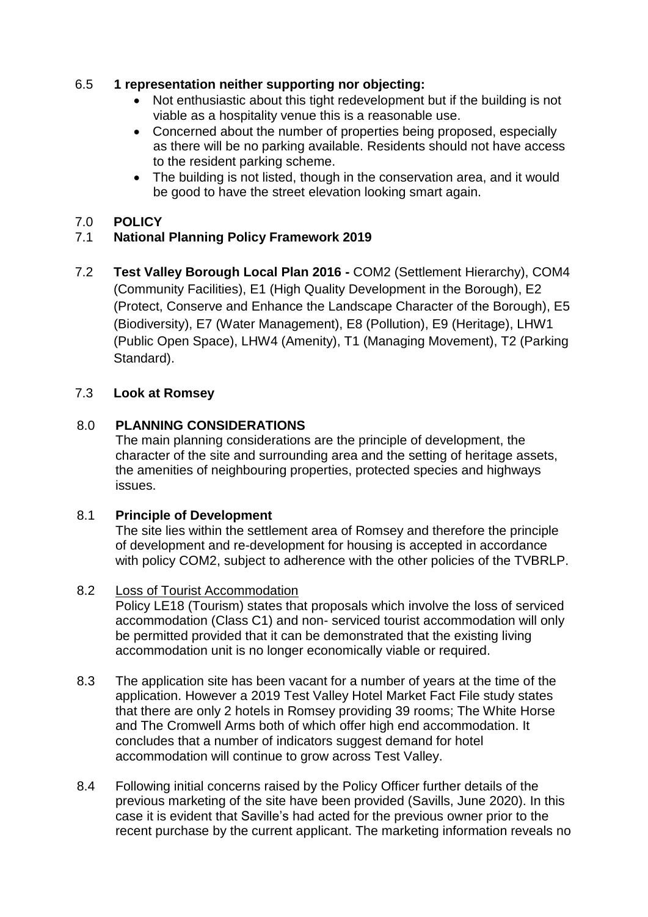6.5 **1 representation neither supporting nor objecting:**

- Not enthusiastic about this tight redevelopment but if the building is not viable as a hospitality venue this is a reasonable use.
- Concerned about the number of properties being proposed, especially as there will be no parking available. Residents should not have access to the resident parking scheme.
- The building is not listed, though in the conservation area, and it would be good to have the street elevation looking smart again.

7.0 **POLICY**

7.1 **National Planning Policy Framework 2019**

7.2 **Test Valley Borough Local Plan 2016 -** COM2 (Settlement Hierarchy), COM4 (Community Facilities), E1 (High Quality Development in the Borough), E2 (Protect, Conserve and Enhance the Landscape Character of the Borough), E5 (Biodiversity), E7 (Water Management), E8 (Pollution), E9 (Heritage), LHW1 (Public Open Space), LHW4 (Amenity), T1 (Managing Movement), T2 (Parking Standard).

7.3 **Look at Romsey**

8.0 **PLANNING CONSIDERATIONS**

The main planning considerations are the principle of development, the character of the site and surrounding area and the setting of heritage assets, the amenities of neighbouring properties, protected species and highways issues.

8.1 **Principle of Development**

The site lies within the settlement area of Romsey and therefore the principle of development and re-development for housing is accepted in accordance with policy COM2, subject to adherence with the other policies of the TVBRLP.

8.2 Loss of Tourist Accommodation

Policy LE18 (Tourism) states that proposals which involve the loss of serviced accommodation (Class C1) and non- serviced tourist accommodation will only be permitted provided that it can be demonstrated that the existing living accommodation unit is no longer economically viable or required.

8.3 The application site has been vacant for a number of years at the time of the application. However a 2019 Test Valley Hotel Market Fact File study states that there are only 2 hotels in Romsey providing 39 rooms; The White Horse and The Cromwell Arms both of which offer high end accommodation. It concludes that a number of indicators suggest demand for hotel accommodation will continue to grow across Test Valley.

8.4 Following initial concerns raised by the Policy Officer further details of the previous marketing of the site have been provided (Savills, June 2020). In this case it is evident that Saville's had acted for the previous owner prior to the recent purchase by the current applicant. The marketing information reveals no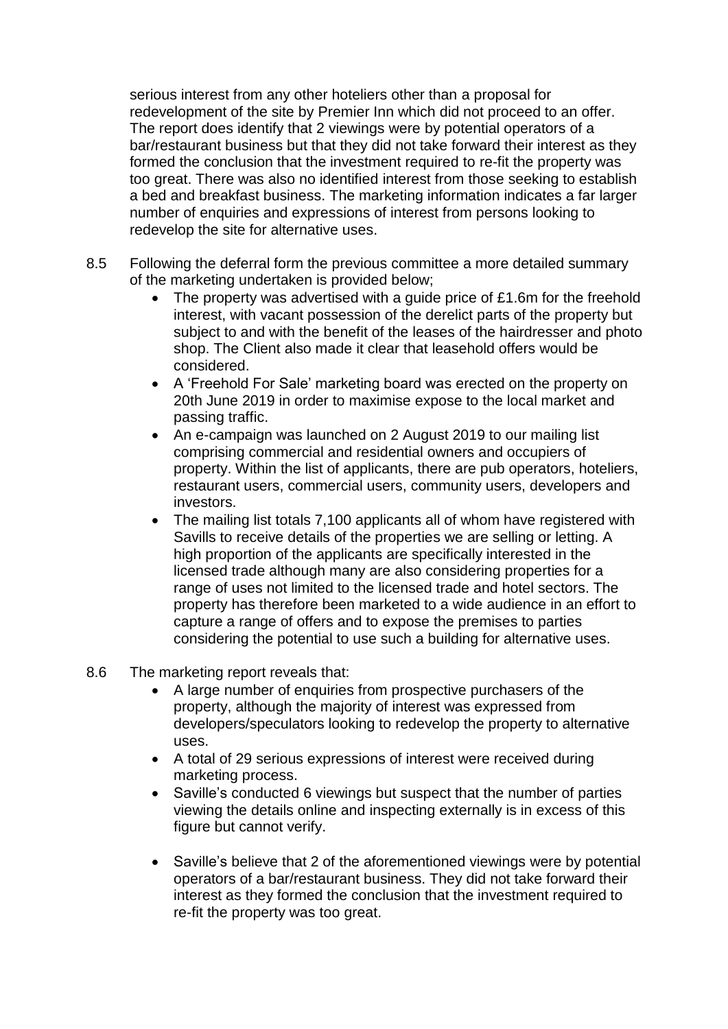serious interest from any other hoteliers other than a proposal for redevelopment of the site by Premier Inn which did not proceed to an offer. The report does identify that 2 viewings were by potential operators of a bar/restaurant business but that they did not take forward their interest as they formed the conclusion that the investment required to re-fit the property was too great. There was also no identified interest from those seeking to establish a bed and breakfast business. The marketing information indicates a far larger number of enquiries and expressions of interest from persons looking to redevelop the site for alternative uses.

8.5 Following the deferral form the previous committee a more detailed summary of the marketing undertaken is provided below;

- The property was advertised with a guide price of £1.6m for the freehold interest, with vacant possession of the derelict parts of the property but subject to and with the benefit of the leases of the hairdresser and photo shop. The Client also made it clear that leasehold offers would be considered.
- A 'Freehold For Sale' marketing board was erected on the property on 20th June 2019 in order to maximise expose to the local market and passing traffic.
- An e-campaign was launched on 2 August 2019 to our mailing list comprising commercial and residential owners and occupiers of property. Within the list of applicants, there are pub operators, hoteliers, restaurant users, commercial users, community users, developers and investors.
- The mailing list totals 7,100 applicants all of whom have registered with Savills to receive details of the properties we are selling or letting. A high proportion of the applicants are specifically interested in the licensed trade although many are also considering properties for a range of uses not limited to the licensed trade and hotel sectors. The property has therefore been marketed to a wide audience in an effort to capture a range of offers and to expose the premises to parties considering the potential to use such a building for alternative uses.

8.6 The marketing report reveals that:

- A large number of enquiries from prospective purchasers of the property, although the majority of interest was expressed from developers/speculators looking to redevelop the property to alternative uses.
- A total of 29 serious expressions of interest were received during marketing process.
- Saville's conducted 6 viewings but suspect that the number of parties viewing the details online and inspecting externally is in excess of this figure but cannot verify.
- Saville's believe that 2 of the aforementioned viewings were by potential operators of a bar/restaurant business. They did not take forward their interest as they formed the conclusion that the investment required to re-fit the property was too great.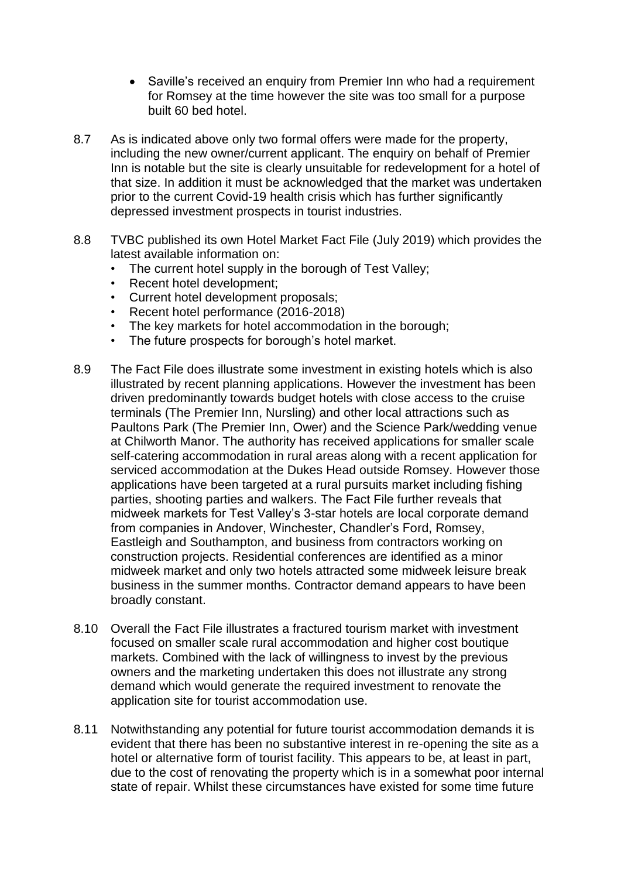- Saville's received an enquiry from Premier Inn who had a requirement for Romsey at the time however the site was too small for a purpose built 60 bed hotel.

8.7 As is indicated above only two formal offers were made for the property, including the new owner/current applicant. The enquiry on behalf of Premier Inn is notable but the site is clearly unsuitable for redevelopment for a hotel of that size. In addition it must be acknowledged that the market was undertaken prior to the current Covid-19 health crisis which has further significantly depressed investment prospects in tourist industries.

8.8 TVBC published its own Hotel Market Fact File (July 2019) which provides the latest available information on:

- The current hotel supply in the borough of Test Valley;
- Recent hotel development;
- Current hotel development proposals;
- Recent hotel performance (2016-2018)
- The key markets for hotel accommodation in the borough;
- The future prospects for borough's hotel market.

8.9 The Fact File does illustrate some investment in existing hotels which is also illustrated by recent planning applications. However the investment has been driven predominantly towards budget hotels with close access to the cruise terminals (The Premier Inn, Nursling) and other local attractions such as Paultons Park (The Premier Inn, Ower) and the Science Park/wedding venue at Chilworth Manor. The authority has received applications for smaller scale self-catering accommodation in rural areas along with a recent application for serviced accommodation at the Dukes Head outside Romsey. However those applications have been targeted at a rural pursuits market including fishing parties, shooting parties and walkers. The Fact File further reveals that midweek markets for Test Valley's 3-star hotels are local corporate demand from companies in Andover, Winchester, Chandler's Ford, Romsey, Eastleigh and Southampton, and business from contractors working on construction projects. Residential conferences are identified as a minor midweek market and only two hotels attracted some midweek leisure break business in the summer months. Contractor demand appears to have been broadly constant.

8.10 Overall the Fact File illustrates a fractured tourism market with investment focused on smaller scale rural accommodation and higher cost boutique markets. Combined with the lack of willingness to invest by the previous owners and the marketing undertaken this does not illustrate any strong demand which would generate the required investment to renovate the application site for tourist accommodation use.

8.11 Notwithstanding any potential for future tourist accommodation demands it is evident that there has been no substantive interest in re-opening the site as a hotel or alternative form of tourist facility. This appears to be, at least in part, due to the cost of renovating the property which is in a somewhat poor internal state of repair. Whilst these circumstances have existed for some time future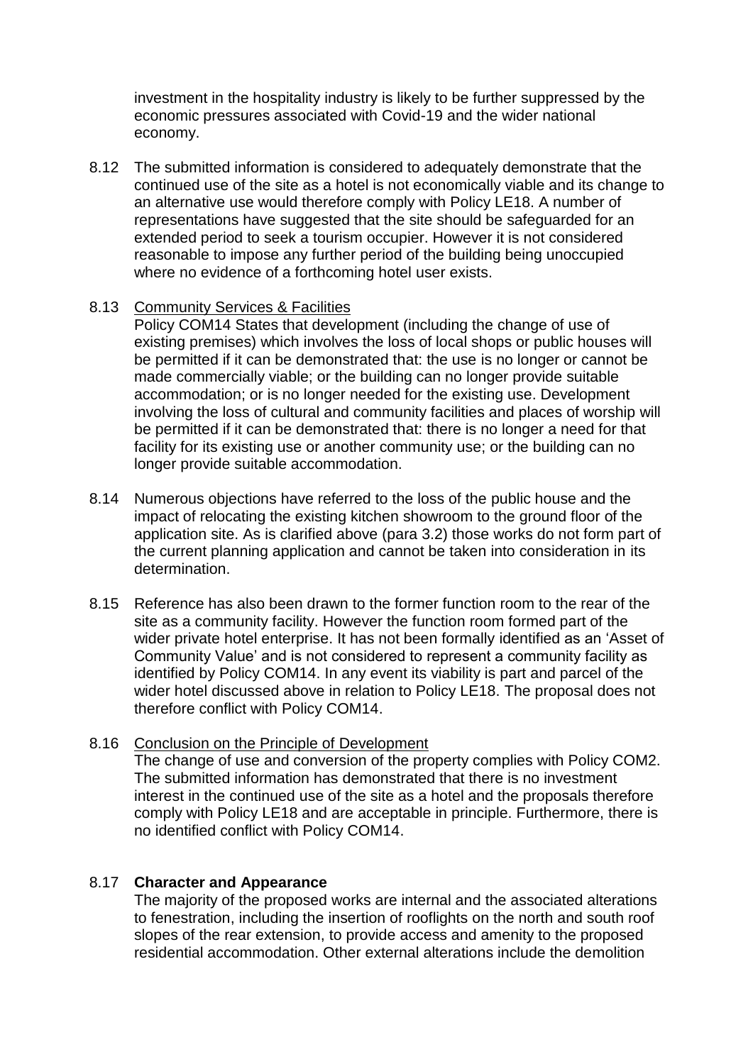investment in the hospitality industry is likely to be further suppressed by the economic pressures associated with Covid-19 and the wider national economy.

8.12 The submitted information is considered to adequately demonstrate that the continued use of the site as a hotel is not economically viable and its change to an alternative use would therefore comply with Policy LE18. A number of representations have suggested that the site should be safeguarded for an extended period to seek a tourism occupier. However it is not considered reasonable to impose any further period of the building being unoccupied where no evidence of a forthcoming hotel user exists.

8.13 Community Services & Facilities

Policy COM14 States that development (including the change of use of existing premises) which involves the loss of local shops or public houses will be permitted if it can be demonstrated that: the use is no longer or cannot be made commercially viable; or the building can no longer provide suitable accommodation; or is no longer needed for the existing use. Development involving the loss of cultural and community facilities and places of worship will be permitted if it can be demonstrated that: there is no longer a need for that facility for its existing use or another community use; or the building can no longer provide suitable accommodation.

8.14 Numerous objections have referred to the loss of the public house and the impact of relocating the existing kitchen showroom to the ground floor of the application site. As is clarified above (para 3.2) those works do not form part of the current planning application and cannot be taken into consideration in its determination.

8.15 Reference has also been drawn to the former function room to the rear of the site as a community facility. However the function room formed part of the wider private hotel enterprise. It has not been formally identified as an 'Asset of Community Value' and is not considered to represent a community facility as identified by Policy COM14. In any event its viability is part and parcel of the wider hotel discussed above in relation to Policy LE18. The proposal does not therefore conflict with Policy COM14.

8.16 Conclusion on the Principle of Development

The change of use and conversion of the property complies with Policy COM2. The submitted information has demonstrated that there is no investment interest in the continued use of the site as a hotel and the proposals therefore comply with Policy LE18 and are acceptable in principle. Furthermore, there is no identified conflict with Policy COM14.

8.17 **Character and Appearance**

The majority of the proposed works are internal and the associated alterations to fenestration, including the insertion of rooflights on the north and south roof slopes of the rear extension, to provide access and amenity to the proposed residential accommodation. Other external alterations include the demolition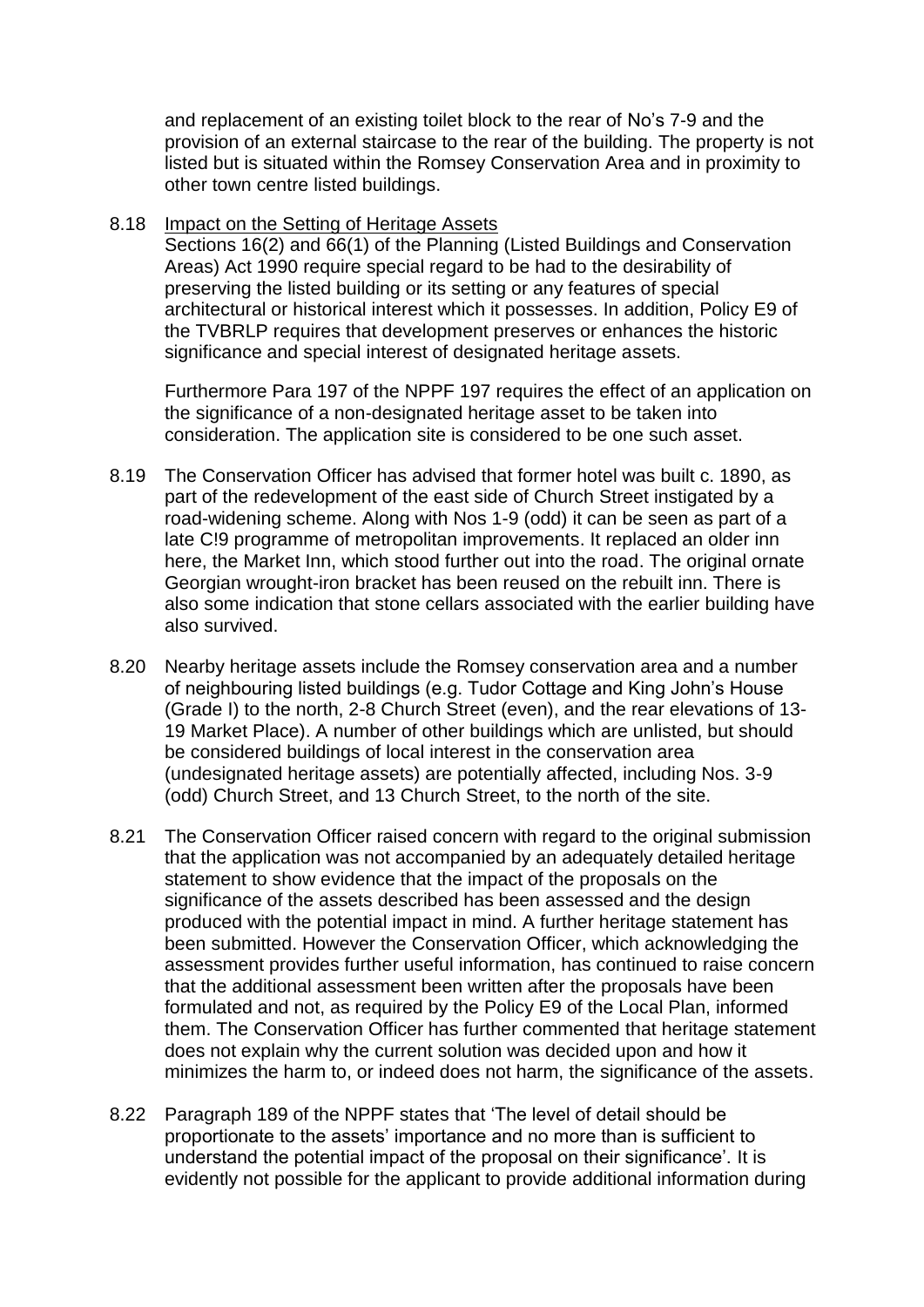and replacement of an existing toilet block to the rear of No's 7-9 and the provision of an external staircase to the rear of the building. The property is not listed but is situated within the Romsey Conservation Area and in proximity to other town centre listed buildings.

8.18 Impact on the Setting of Heritage Assets

Sections 16(2) and 66(1) of the Planning (Listed Buildings and Conservation Areas) Act 1990 require special regard to be had to the desirability of preserving the listed building or its setting or any features of special architectural or historical interest which it possesses. In addition, Policy E9 of the TVBRLP requires that development preserves or enhances the historic significance and special interest of designated heritage assets.

Furthermore Para 197 of the NPPF 197 requires the effect of an application on the significance of a non-designated heritage asset to be taken into consideration. The application site is considered to be one such asset.

8.19 The Conservation Officer has advised that former hotel was built c. 1890, as part of the redevelopment of the east side of Church Street instigated by a road-widening scheme. Along with Nos 1-9 (odd) it can be seen as part of a late C!9 programme of metropolitan improvements. It replaced an older inn here, the Market Inn, which stood further out into the road. The original ornate Georgian wrought-iron bracket has been reused on the rebuilt inn. There is also some indication that stone cellars associated with the earlier building have also survived.

8.20 Nearby heritage assets include the Romsey conservation area and a number of neighbouring listed buildings (e.g. Tudor Cottage and King John's House (Grade I) to the north, 2-8 Church Street (even), and the rear elevations of 13-19 Market Place). A number of other buildings which are unlisted, but should be considered buildings of local interest in the conservation area (undesignated heritage assets) are potentially affected, including Nos. 3-9 (odd) Church Street, and 13 Church Street, to the north of the site.

8.21 The Conservation Officer raised concern with regard to the original submission that the application was not accompanied by an adequately detailed heritage statement to show evidence that the impact of the proposals on the significance of the assets described has been assessed and the design produced with the potential impact in mind. A further heritage statement has been submitted. However the Conservation Officer, which acknowledging the assessment provides further useful information, has continued to raise concern that the additional assessment been written after the proposals have been formulated and not, as required by the Policy E9 of the Local Plan, informed them. The Conservation Officer has further commented that heritage statement does not explain why the current solution was decided upon and how it minimizes the harm to, or indeed does not harm, the significance of the assets.

8.22 Paragraph 189 of the NPPF states that 'The level of detail should be proportionate to the assets' importance and no more than is sufficient to understand the potential impact of the proposal on their significance'. It is evidently not possible for the applicant to provide additional information during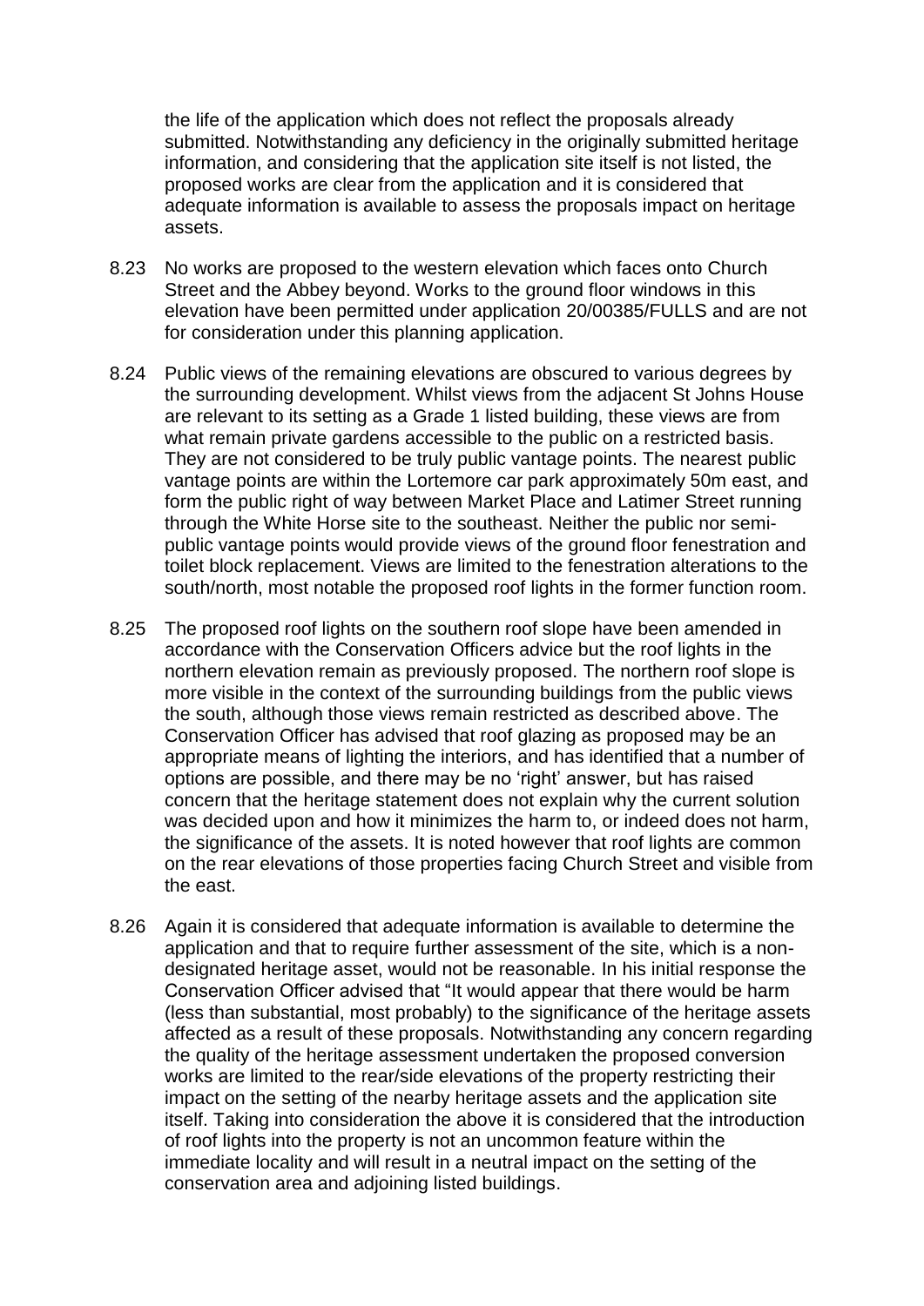the life of the application which does not reflect the proposals already submitted. Notwithstanding any deficiency in the originally submitted heritage information, and considering that the application site itself is not listed, the proposed works are clear from the application and it is considered that adequate information is available to assess the proposals impact on heritage assets.

8.23 No works are proposed to the western elevation which faces onto Church Street and the Abbey beyond. Works to the ground floor windows in this elevation have been permitted under application 20/00385/FULLS and are not for consideration under this planning application.

8.24 Public views of the remaining elevations are obscured to various degrees by the surrounding development. Whilst views from the adjacent St Johns House are relevant to its setting as a Grade 1 listed building, these views are from what remain private gardens accessible to the public on a restricted basis. They are not considered to be truly public vantage points. The nearest public vantage points are within the Lortemore car park approximately 50m east, and form the public right of way between Market Place and Latimer Street running through the White Horse site to the southeast. Neither the public nor semi-public vantage points would provide views of the ground floor fenestration and toilet block replacement. Views are limited to the fenestration alterations to the south/north, most notable the proposed roof lights in the former function room.

8.25 The proposed roof lights on the southern roof slope have been amended in accordance with the Conservation Officers advice but the roof lights in the northern elevation remain as previously proposed. The northern roof slope is more visible in the context of the surrounding buildings from the public views the south, although those views remain restricted as described above. The Conservation Officer has advised that roof glazing as proposed may be an appropriate means of lighting the interiors, and has identified that a number of options are possible, and there may be no 'right' answer, but has raised concern that the heritage statement does not explain why the current solution was decided upon and how it minimizes the harm to, or indeed does not harm, the significance of the assets. It is noted however that roof lights are common on the rear elevations of those properties facing Church Street and visible from the east.

8.26 Again it is considered that adequate information is available to determine the application and that to require further assessment of the site, which is a non-designated heritage asset, would not be reasonable. In his initial response the Conservation Officer advised that "It would appear that there would be harm (less than substantial, most probably) to the significance of the heritage assets affected as a result of these proposals. Notwithstanding any concern regarding the quality of the heritage assessment undertaken the proposed conversion works are limited to the rear/side elevations of the property restricting their impact on the setting of the nearby heritage assets and the application site itself. Taking into consideration the above it is considered that the introduction of roof lights into the property is not an uncommon feature within the immediate locality and will result in a neutral impact on the setting of the conservation area and adjoining listed buildings.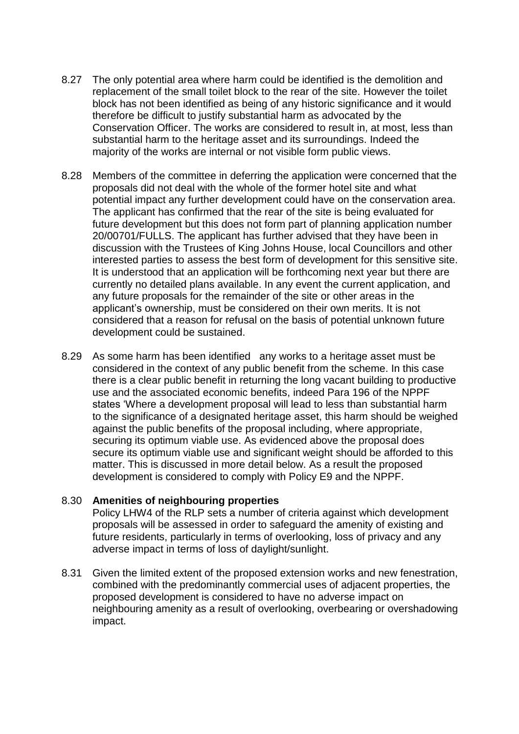8.27 The only potential area where harm could be identified is the demolition and replacement of the small toilet block to the rear of the site. However the toilet block has not been identified as being of any historic significance and it would therefore be difficult to justify substantial harm as advocated by the Conservation Officer. The works are considered to result in, at most, less than substantial harm to the heritage asset and its surroundings. Indeed the majority of the works are internal or not visible form public views.

8.28 Members of the committee in deferring the application were concerned that the proposals did not deal with the whole of the former hotel site and what potential impact any further development could have on the conservation area. The applicant has confirmed that the rear of the site is being evaluated for future development but this does not form part of planning application number 20/00701/FULLS. The applicant has further advised that they have been in discussion with the Trustees of King Johns House, local Councillors and other interested parties to assess the best form of development for this sensitive site. It is understood that an application will be forthcoming next year but there are currently no detailed plans available. In any event the current application, and any future proposals for the remainder of the site or other areas in the applicant's ownership, must be considered on their own merits. It is not considered that a reason for refusal on the basis of potential unknown future development could be sustained.

8.29 As some harm has been identified any works to a heritage asset must be considered in the context of any public benefit from the scheme. In this case there is a clear public benefit in returning the long vacant building to productive use and the associated economic benefits, indeed Para 196 of the NPPF states 'Where a development proposal will lead to less than substantial harm to the significance of a designated heritage asset, this harm should be weighed against the public benefits of the proposal including, where appropriate, securing its optimum viable use. As evidenced above the proposal does secure its optimum viable use and significant weight should be afforded to this matter. This is discussed in more detail below. As a result the proposed development is considered to comply with Policy E9 and the NPPF.

8.30 **Amenities of neighbouring properties**

Policy LHW4 of the RLP sets a number of criteria against which development proposals will be assessed in order to safeguard the amenity of existing and future residents, particularly in terms of overlooking, loss of privacy and any adverse impact in terms of loss of daylight/sunlight.

8.31 Given the limited extent of the proposed extension works and new fenestration, combined with the predominantly commercial uses of adjacent properties, the proposed development is considered to have no adverse impact on neighbouring amenity as a result of overlooking, overbearing or overshadowing impact.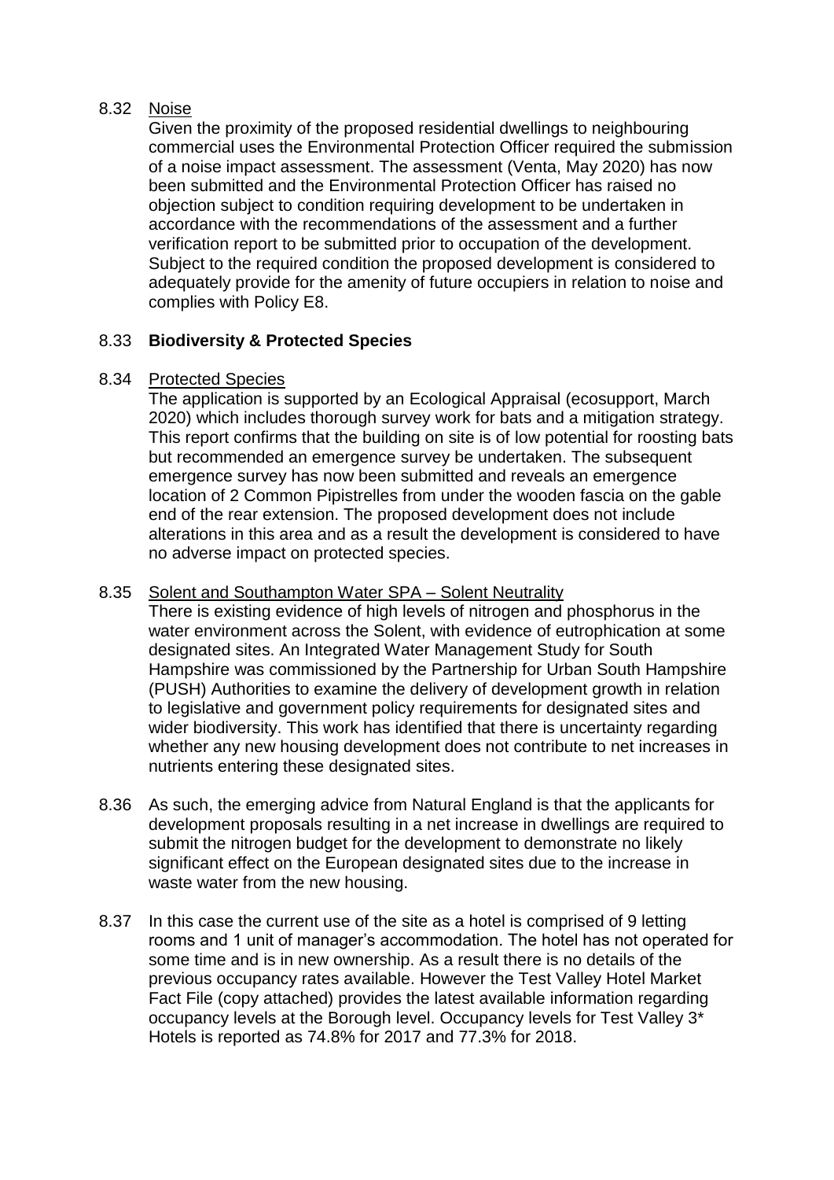8.32 <u>Noise</u>

Given the proximity of the proposed residential dwellings to neighbouring commercial uses the Environmental Protection Officer required the submission of a noise impact assessment. The assessment (Venta, May 2020) has now been submitted and the Environmental Protection Officer has raised no objection subject to condition requiring development to be undertaken in accordance with the recommendations of the assessment and a further verification report to be submitted prior to occupation of the development. Subject to the required condition the proposed development is considered to adequately provide for the amenity of future occupiers in relation to noise and complies with Policy E8.

8.33 **Biodiversity & Protected Species**

8.34 <u>Protected Species</u>

The application is supported by an Ecological Appraisal (ecosupport, March 2020) which includes thorough survey work for bats and a mitigation strategy. This report confirms that the building on site is of low potential for roosting bats but recommended an emergence survey be undertaken. The subsequent emergence survey has now been submitted and reveals an emergence location of 2 Common Pipistrelles from under the wooden fascia on the gable end of the rear extension. The proposed development does not include alterations in this area and as a result the development is considered to have no adverse impact on protected species.

8.35 <u>Solent and Southampton Water SPA – Solent Neutrality</u>

There is existing evidence of high levels of nitrogen and phosphorus in the water environment across the Solent, with evidence of eutrophication at some designated sites. An Integrated Water Management Study for South Hampshire was commissioned by the Partnership for Urban South Hampshire (PUSH) Authorities to examine the delivery of development growth in relation to legislative and government policy requirements for designated sites and wider biodiversity. This work has identified that there is uncertainty regarding whether any new housing development does not contribute to net increases in nutrients entering these designated sites.

8.36 As such, the emerging advice from Natural England is that the applicants for development proposals resulting in a net increase in dwellings are required to submit the nitrogen budget for the development to demonstrate no likely significant effect on the European designated sites due to the increase in waste water from the new housing.

8.37 In this case the current use of the site as a hotel is comprised of 9 letting rooms and 1 unit of manager's accommodation. The hotel has not operated for some time and is in new ownership. As a result there is no details of the previous occupancy rates available. However the Test Valley Hotel Market Fact File (copy attached) provides the latest available information regarding occupancy levels at the Borough level. Occupancy levels for Test Valley 3* Hotels is reported as 74.8% for 2017 and 77.3% for 2018.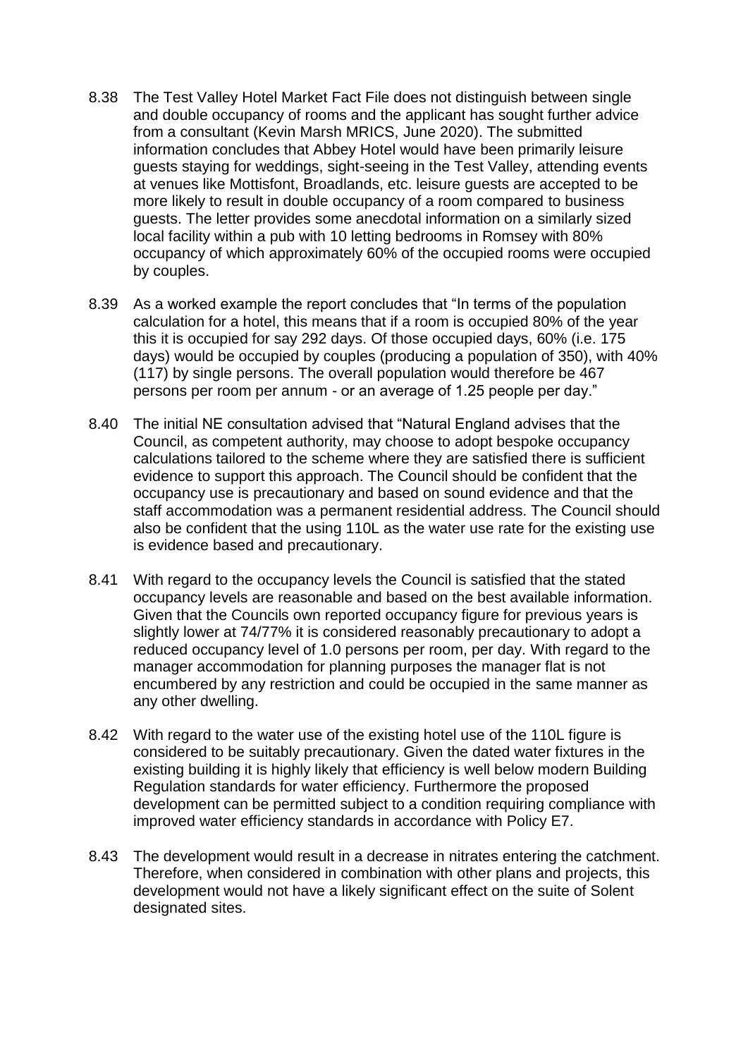8.38 The Test Valley Hotel Market Fact File does not distinguish between single and double occupancy of rooms and the applicant has sought further advice from a consultant (Kevin Marsh MRICS, June 2020). The submitted information concludes that Abbey Hotel would have been primarily leisure guests staying for weddings, sight-seeing in the Test Valley, attending events at venues like Mottisfont, Broadlands, etc. leisure guests are accepted to be more likely to result in double occupancy of a room compared to business guests. The letter provides some anecdotal information on a similarly sized local facility within a pub with 10 letting bedrooms in Romsey with 80% occupancy of which approximately 60% of the occupied rooms were occupied by couples.

8.39 As a worked example the report concludes that "In terms of the population calculation for a hotel, this means that if a room is occupied 80% of the year this it is occupied for say 292 days. Of those occupied days, 60% (i.e. 175 days) would be occupied by couples (producing a population of 350), with 40% (117) by single persons. The overall population would therefore be 467 persons per room per annum - or an average of 1.25 people per day."

8.40 The initial NE consultation advised that "Natural England advises that the Council, as competent authority, may choose to adopt bespoke occupancy calculations tailored to the scheme where they are satisfied there is sufficient evidence to support this approach. The Council should be confident that the occupancy use is precautionary and based on sound evidence and that the staff accommodation was a permanent residential address. The Council should also be confident that the using 110L as the water use rate for the existing use is evidence based and precautionary.

8.41 With regard to the occupancy levels the Council is satisfied that the stated occupancy levels are reasonable and based on the best available information. Given that the Councils own reported occupancy figure for previous years is slightly lower at 74/77% it is considered reasonably precautionary to adopt a reduced occupancy level of 1.0 persons per room, per day. With regard to the manager accommodation for planning purposes the manager flat is not encumbered by any restriction and could be occupied in the same manner as any other dwelling.

8.42 With regard to the water use of the existing hotel use of the 110L figure is considered to be suitably precautionary. Given the dated water fixtures in the existing building it is highly likely that efficiency is well below modern Building Regulation standards for water efficiency. Furthermore the proposed development can be permitted subject to a condition requiring compliance with improved water efficiency standards in accordance with Policy E7.

8.43 The development would result in a decrease in nitrates entering the catchment. Therefore, when considered in combination with other plans and projects, this development would not have a likely significant effect on the suite of Solent designated sites.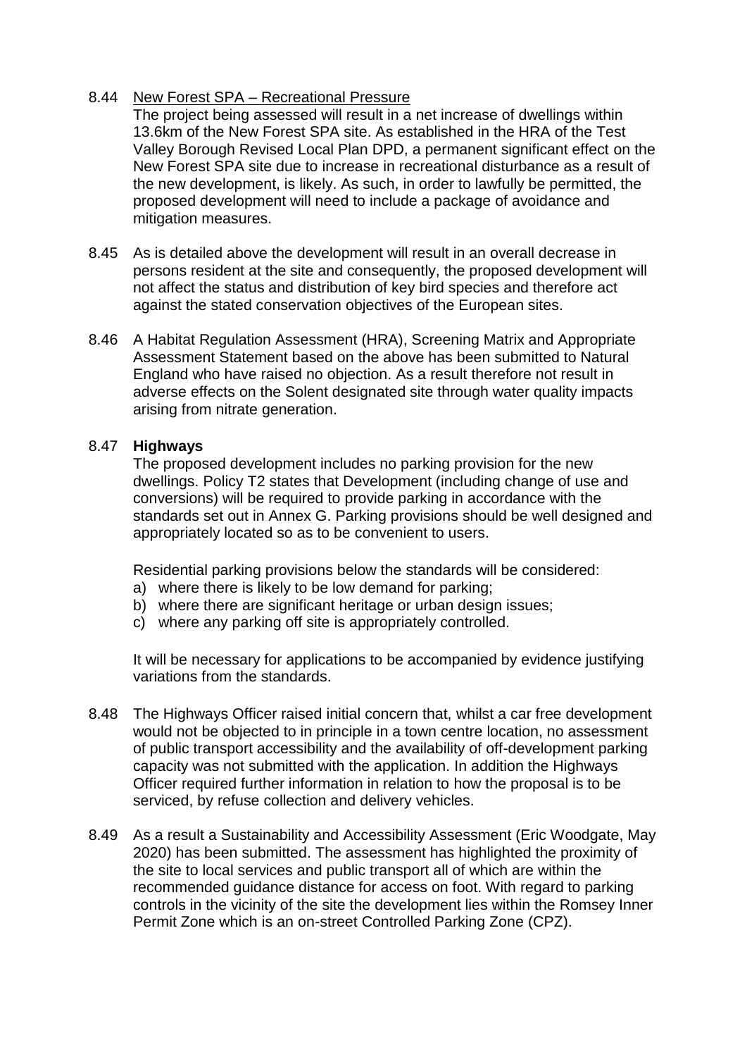8.44 New Forest SPA – Recreational Pressure

The project being assessed will result in a net increase of dwellings within 13.6km of the New Forest SPA site. As established in the HRA of the Test Valley Borough Revised Local Plan DPD, a permanent significant effect on the New Forest SPA site due to increase in recreational disturbance as a result of the new development, is likely. As such, in order to lawfully be permitted, the proposed development will need to include a package of avoidance and mitigation measures.

8.45 As is detailed above the development will result in an overall decrease in persons resident at the site and consequently, the proposed development will not affect the status and distribution of key bird species and therefore act against the stated conservation objectives of the European sites.

8.46 A Habitat Regulation Assessment (HRA), Screening Matrix and Appropriate Assessment Statement based on the above has been submitted to Natural England who have raised no objection. As a result therefore not result in adverse effects on the Solent designated site through water quality impacts arising from nitrate generation.

8.47 **Highways**

The proposed development includes no parking provision for the new dwellings. Policy T2 states that Development (including change of use and conversions) will be required to provide parking in accordance with the standards set out in Annex G. Parking provisions should be well designed and appropriately located so as to be convenient to users.

Residential parking provisions below the standards will be considered:

a) where there is likely to be low demand for parking;
b) where there are significant heritage or urban design issues;
c) where any parking off site is appropriately controlled.

It will be necessary for applications to be accompanied by evidence justifying variations from the standards.

8.48 The Highways Officer raised initial concern that, whilst a car free development would not be objected to in principle in a town centre location, no assessment of public transport accessibility and the availability of off-development parking capacity was not submitted with the application. In addition the Highways Officer required further information in relation to how the proposal is to be serviced, by refuse collection and delivery vehicles.

8.49 As a result a Sustainability and Accessibility Assessment (Eric Woodgate, May 2020) has been submitted. The assessment has highlighted the proximity of the site to local services and public transport all of which are within the recommended guidance distance for access on foot. With regard to parking controls in the vicinity of the site the development lies within the Romsey Inner Permit Zone which is an on-street Controlled Parking Zone (CPZ).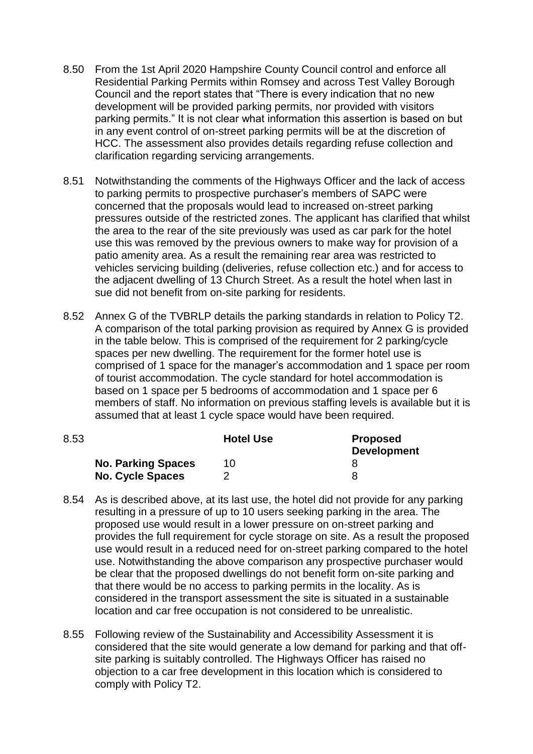8.50 From the 1st April 2020 Hampshire County Council control and enforce all Residential Parking Permits within Romsey and across Test Valley Borough Council and the report states that "There is every indication that no new development will be provided parking permits, nor provided with visitors parking permits." It is not clear what information this assertion is based on but in any event control of on-street parking permits will be at the discretion of HCC. The assessment also provides details regarding refuse collection and clarification regarding servicing arrangements.

8.51 Notwithstanding the comments of the Highways Officer and the lack of access to parking permits to prospective purchaser's members of SAPC were concerned that the proposals would lead to increased on-street parking pressures outside of the restricted zones. The applicant has clarified that whilst the area to the rear of the site previously was used as car park for the hotel use this was removed by the previous owners to make way for provision of a patio amenity area. As a result the remaining rear area was restricted to vehicles servicing building (deliveries, refuse collection etc.) and for access to the adjacent dwelling of 13 Church Street. As a result the hotel when last in sue did not benefit from on-site parking for residents.

8.52 Annex G of the TVBRLP details the parking standards in relation to Policy T2. A comparison of the total parking provision as required by Annex G is provided in the table below. This is comprised of the requirement for 2 parking/cycle spaces per new dwelling. The requirement for the former hotel use is comprised of 1 space for the manager's accommodation and 1 space per room of tourist accommodation. The cycle standard for hotel accommodation is based on 1 space per 5 bedrooms of accommodation and 1 space per 6 members of staff. No information on previous staffing levels is available but it is assumed that at least 1 cycle space would have been required.

8.53

| | **Hotel Use** | **Proposed Development** |
|---|---|---|
| **No. Parking Spaces** | 10 | 8 |
| **No. Cycle Spaces** | 2 | 8 |

8.54 As is described above, at its last use, the hotel did not provide for any parking resulting in a pressure of up to 10 users seeking parking in the area. The proposed use would result in a lower pressure on on-street parking and provides the full requirement for cycle storage on site. As a result the proposed use would result in a reduced need for on-street parking compared to the hotel use. Notwithstanding the above comparison any prospective purchaser would be clear that the proposed dwellings do not benefit form on-site parking and that there would be no access to parking permits in the locality. As is considered in the transport assessment the site is situated in a sustainable location and car free occupation is not considered to be unrealistic.

8.55 Following review of the Sustainability and Accessibility Assessment it is considered that the site would generate a low demand for parking and that off-site parking is suitably controlled. The Highways Officer has raised no objection to a car free development in this location which is considered to comply with Policy T2.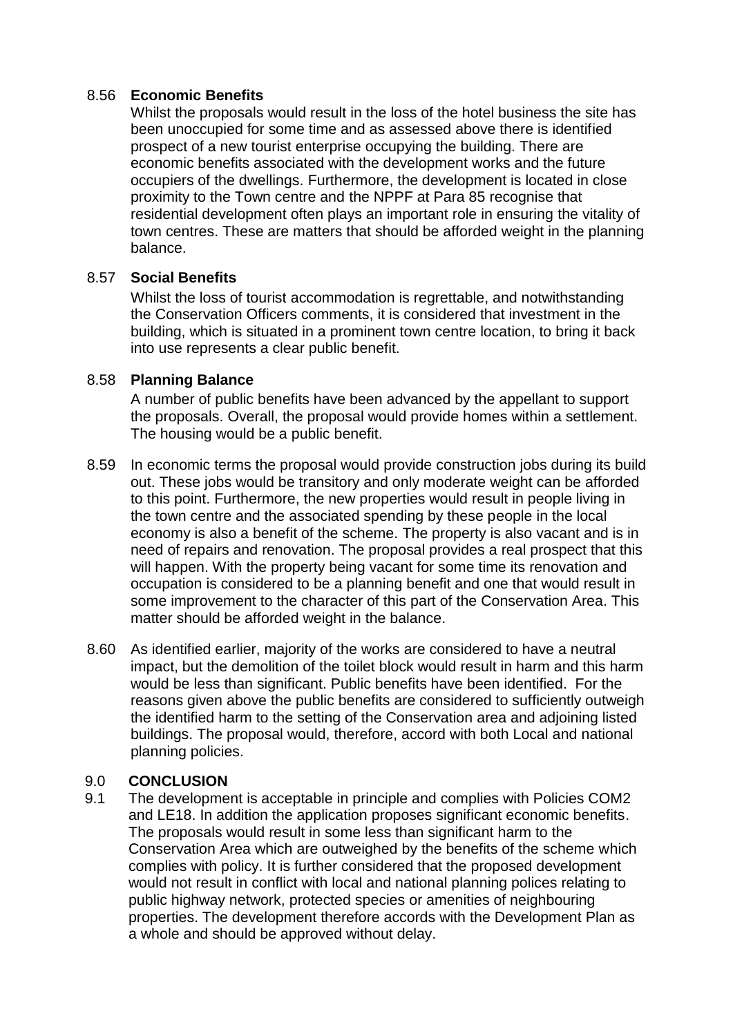8.56 **Economic Benefits**

Whilst the proposals would result in the loss of the hotel business the site has been unoccupied for some time and as assessed above there is identified prospect of a new tourist enterprise occupying the building. There are economic benefits associated with the development works and the future occupiers of the dwellings. Furthermore, the development is located in close proximity to the Town centre and the NPPF at Para 85 recognise that residential development often plays an important role in ensuring the vitality of town centres. These are matters that should be afforded weight in the planning balance.

8.57 **Social Benefits**

Whilst the loss of tourist accommodation is regrettable, and notwithstanding the Conservation Officers comments, it is considered that investment in the building, which is situated in a prominent town centre location, to bring it back into use represents a clear public benefit.

8.58 **Planning Balance**

A number of public benefits have been advanced by the appellant to support the proposals. Overall, the proposal would provide homes within a settlement. The housing would be a public benefit.

8.59 In economic terms the proposal would provide construction jobs during its build out. These jobs would be transitory and only moderate weight can be afforded to this point. Furthermore, the new properties would result in people living in the town centre and the associated spending by these people in the local economy is also a benefit of the scheme. The property is also vacant and is in need of repairs and renovation. The proposal provides a real prospect that this will happen. With the property being vacant for some time its renovation and occupation is considered to be a planning benefit and one that would result in some improvement to the character of this part of the Conservation Area. This matter should be afforded weight in the balance.

8.60 As identified earlier, majority of the works are considered to have a neutral impact, but the demolition of the toilet block would result in harm and this harm would be less than significant. Public benefits have been identified. For the reasons given above the public benefits are considered to sufficiently outweigh the identified harm to the setting of the Conservation area and adjoining listed buildings. The proposal would, therefore, accord with both Local and national planning policies.

## 9.0 CONCLUSION

9.1 The development is acceptable in principle and complies with Policies COM2 and LE18. In addition the application proposes significant economic benefits. The proposals would result in some less than significant harm to the Conservation Area which are outweighed by the benefits of the scheme which complies with policy. It is further considered that the proposed development would not result in conflict with local and national planning polices relating to public highway network, protected species or amenities of neighbouring properties. The development therefore accords with the Development Plan as a whole and should be approved without delay.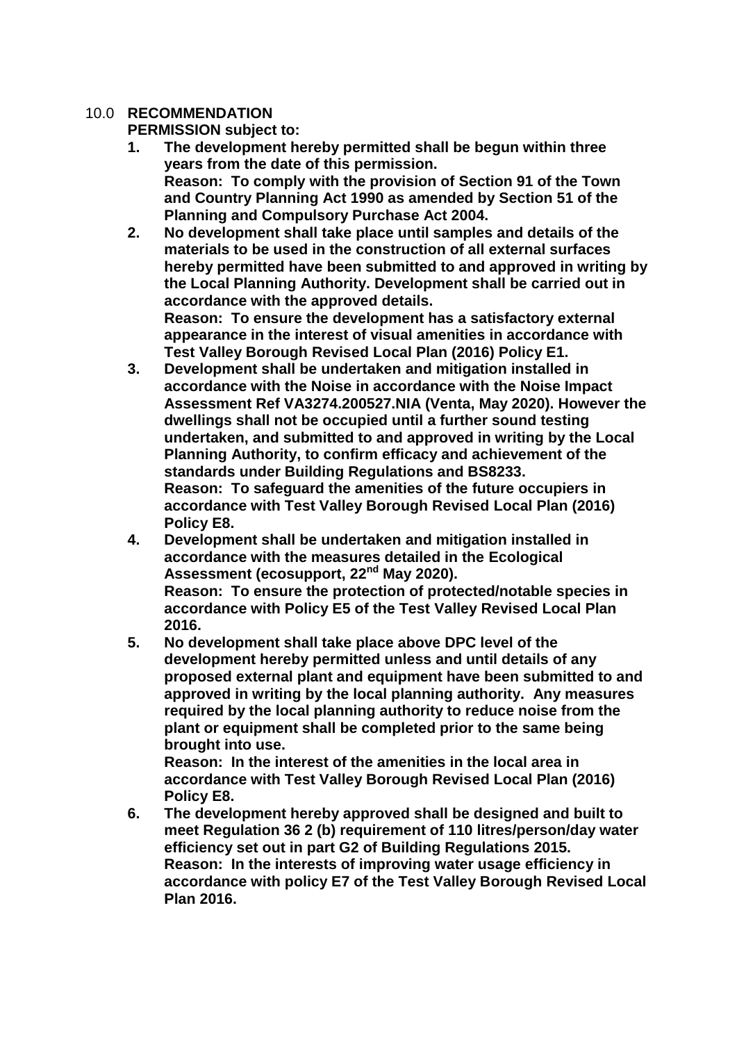## 10.0 RECOMMENDATION

**PERMISSION subject to:**

1. **The development hereby permitted shall be begun within three years from the date of this permission.**
   **Reason: To comply with the provision of Section 91 of the Town and Country Planning Act 1990 as amended by Section 51 of the Planning and Compulsory Purchase Act 2004.**
2. **No development shall take place until samples and details of the materials to be used in the construction of all external surfaces hereby permitted have been submitted to and approved in writing by the Local Planning Authority. Development shall be carried out in accordance with the approved details.**
   **Reason: To ensure the development has a satisfactory external appearance in the interest of visual amenities in accordance with Test Valley Borough Revised Local Plan (2016) Policy E1.**
3. **Development shall be undertaken and mitigation installed in accordance with the Noise in accordance with the Noise Impact Assessment Ref VA3274.200527.NIA (Venta, May 2020). However the dwellings shall not be occupied until a further sound testing undertaken, and submitted to and approved in writing by the Local Planning Authority, to confirm efficacy and achievement of the standards under Building Regulations and BS8233.**
   **Reason: To safeguard the amenities of the future occupiers in accordance with Test Valley Borough Revised Local Plan (2016) Policy E8.**
4. **Development shall be undertaken and mitigation installed in accordance with the measures detailed in the Ecological Assessment (ecosupport, 22nd May 2020).**
   **Reason: To ensure the protection of protected/notable species in accordance with Policy E5 of the Test Valley Revised Local Plan 2016.**
5. **No development shall take place above DPC level of the development hereby permitted unless and until details of any proposed external plant and equipment have been submitted to and approved in writing by the local planning authority. Any measures required by the local planning authority to reduce noise from the plant or equipment shall be completed prior to the same being brought into use.**
   **Reason: In the interest of the amenities in the local area in accordance with Test Valley Borough Revised Local Plan (2016) Policy E8.**
6. **The development hereby approved shall be designed and built to meet Regulation 36 2 (b) requirement of 110 litres/person/day water efficiency set out in part G2 of Building Regulations 2015.**
   **Reason: In the interests of improving water usage efficiency in accordance with policy E7 of the Test Valley Borough Revised Local Plan 2016.**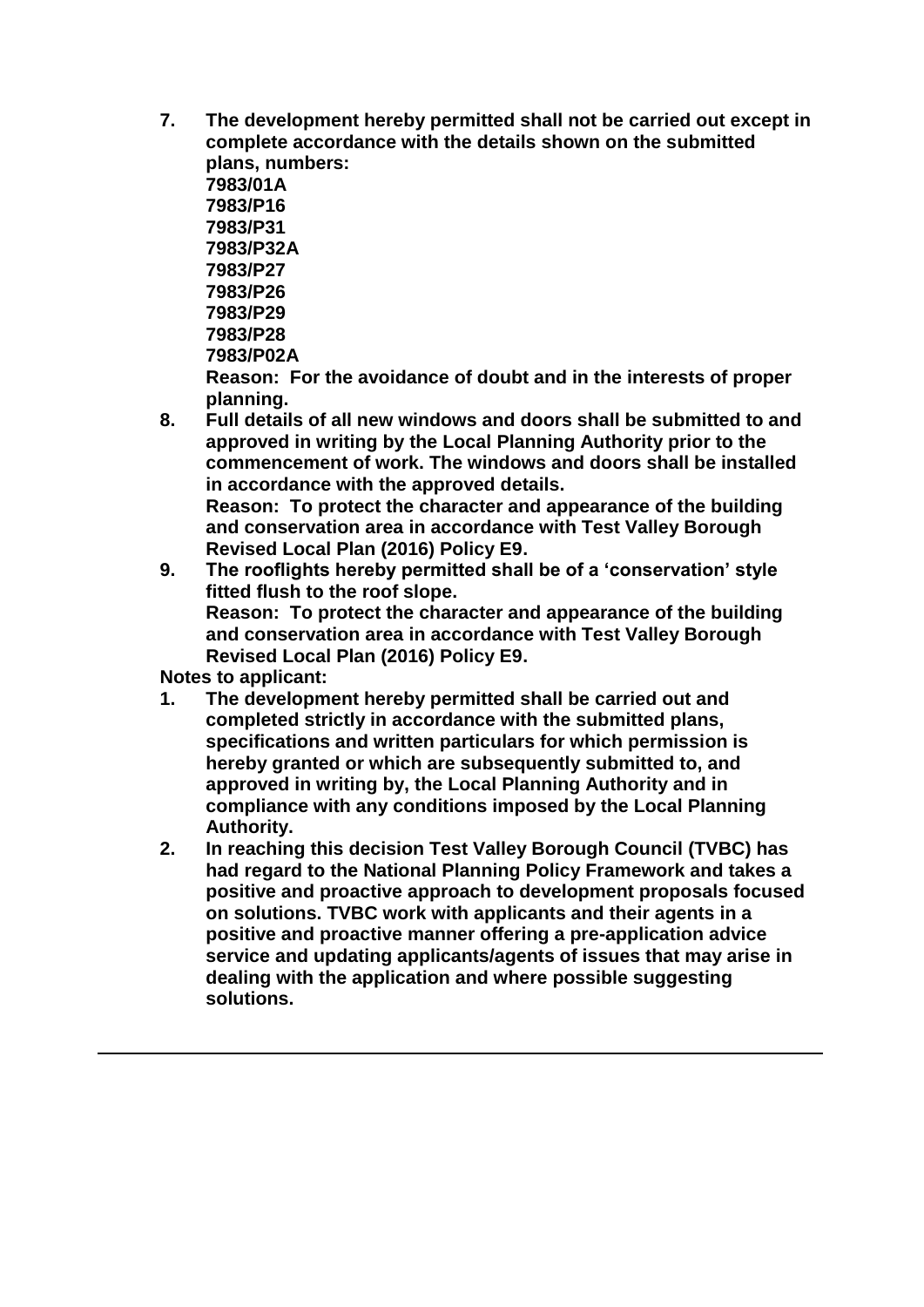7. **The development hereby permitted shall not be carried out except in complete accordance with the details shown on the submitted plans, numbers:**
   **7983/01A**
   **7983/P16**
   **7983/P31**
   **7983/P32A**
   **7983/P27**
   **7983/P26**
   **7983/P29**
   **7983/P28**
   **7983/P02A**
   **Reason: For the avoidance of doubt and in the interests of proper planning.**
8. **Full details of all new windows and doors shall be submitted to and approved in writing by the Local Planning Authority prior to the commencement of work. The windows and doors shall be installed in accordance with the approved details.**
   **Reason: To protect the character and appearance of the building and conservation area in accordance with Test Valley Borough Revised Local Plan (2016) Policy E9.**
9. **The rooflights hereby permitted shall be of a 'conservation' style fitted flush to the roof slope.**
   **Reason: To protect the character and appearance of the building and conservation area in accordance with Test Valley Borough Revised Local Plan (2016) Policy E9.**

**Notes to applicant:**

1. **The development hereby permitted shall be carried out and completed strictly in accordance with the submitted plans, specifications and written particulars for which permission is hereby granted or which are subsequently submitted to, and approved in writing by, the Local Planning Authority and in compliance with any conditions imposed by the Local Planning Authority.**
2. **In reaching this decision Test Valley Borough Council (TVBC) has had regard to the National Planning Policy Framework and takes a positive and proactive approach to development proposals focused on solutions. TVBC work with applicants and their agents in a positive and proactive manner offering a pre-application advice service and updating applicants/agents of issues that may arise in dealing with the application and where possible suggesting solutions.**